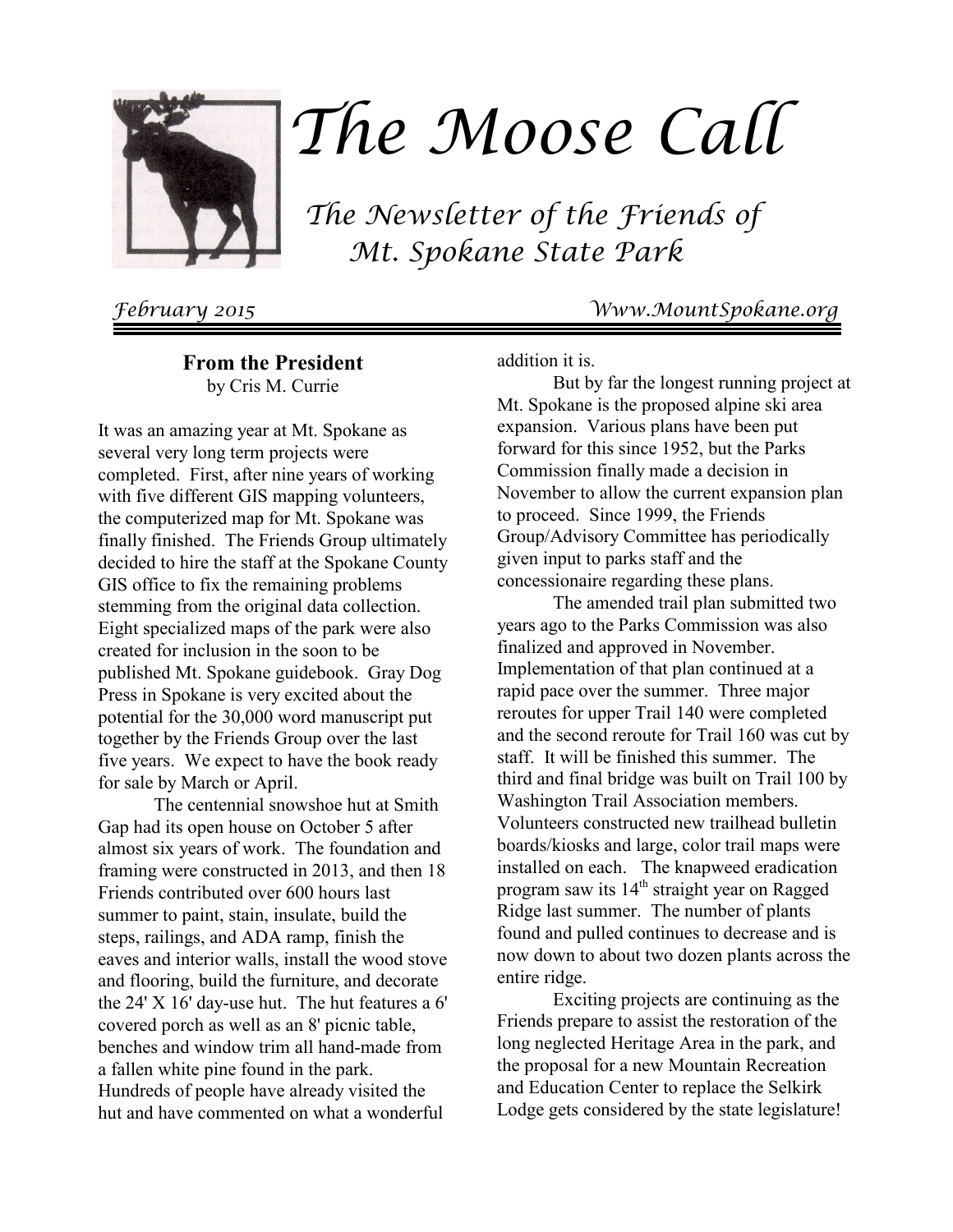# The Moose Call

## The Newsletter of the Friends of Mt. Spokane State Park

*February 2015* *Www.MountSpokane.org*

### From the President

by Cris M. Currie

It was an amazing year at Mt. Spokane as several very long term projects were completed. First, after nine years of working with five different GIS mapping volunteers, the computerized map for Mt. Spokane was finally finished. The Friends Group ultimately decided to hire the staff at the Spokane County GIS office to fix the remaining problems stemming from the original data collection. Eight specialized maps of the park were also created for inclusion in the soon to be published Mt. Spokane guidebook. Gray Dog Press in Spokane is very excited about the potential for the 30,000 word manuscript put together by the Friends Group over the last five years. We expect to have the book ready for sale by March or April.

The centennial snowshoe hut at Smith Gap had its open house on October 5 after almost six years of work. The foundation and framing were constructed in 2013, and then 18 Friends contributed over 600 hours last summer to paint, stain, insulate, build the steps, railings, and ADA ramp, finish the eaves and interior walls, install the wood stove and flooring, build the furniture, and decorate the 24' X 16' day-use hut. The hut features a 6' covered porch as well as an 8' picnic table, benches and window trim all hand-made from a fallen white pine found in the park. Hundreds of people have already visited the hut and have commented on what a wonderful addition it is.

But by far the longest running project at Mt. Spokane is the proposed alpine ski area expansion. Various plans have been put forward for this since 1952, but the Parks Commission finally made a decision in November to allow the current expansion plan to proceed. Since 1999, the Friends Group/Advisory Committee has periodically given input to parks staff and the concessionaire regarding these plans.

The amended trail plan submitted two years ago to the Parks Commission was also finalized and approved in November. Implementation of that plan continued at a rapid pace over the summer. Three major reroutes for upper Trail 140 were completed and the second reroute for Trail 160 was cut by staff. It will be finished this summer. The third and final bridge was built on Trail 100 by Washington Trail Association members. Volunteers constructed new trailhead bulletin boards/kiosks and large, color trail maps were installed on each. The knapweed eradication program saw its 14th straight year on Ragged Ridge last summer. The number of plants found and pulled continues to decrease and is now down to about two dozen plants across the entire ridge.

Exciting projects are continuing as the Friends prepare to assist the restoration of the long neglected Heritage Area in the park, and the proposal for a new Mountain Recreation and Education Center to replace the Selkirk Lodge gets considered by the state legislature!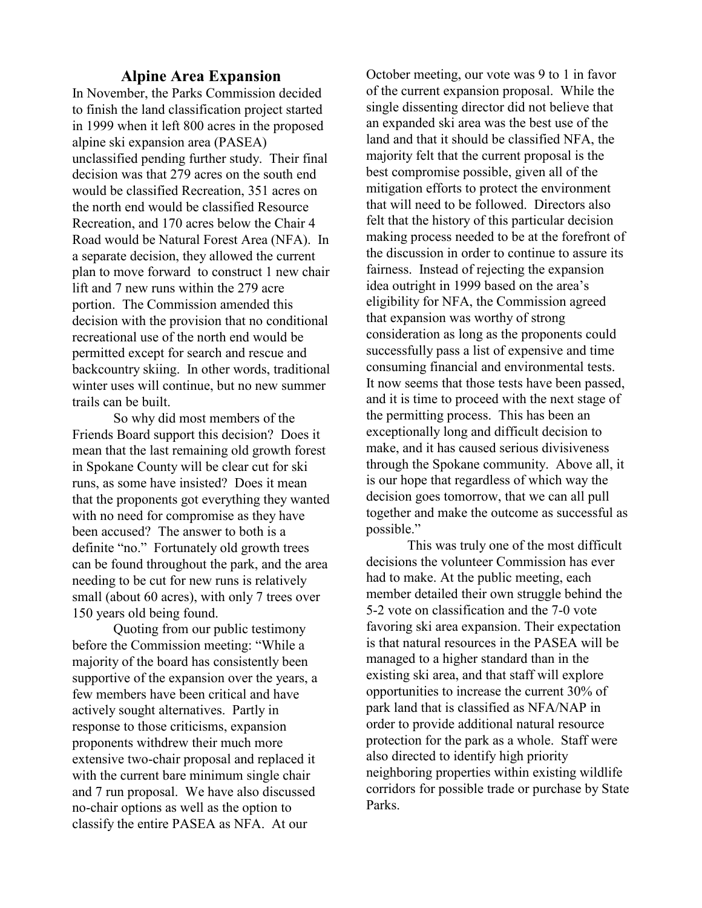## Alpine Area Expansion

In November, the Parks Commission decided to finish the land classification project started in 1999 when it left 800 acres in the proposed alpine ski expansion area (PASEA) unclassified pending further study. Their final decision was that 279 acres on the south end would be classified Recreation, 351 acres on the north end would be classified Resource Recreation, and 170 acres below the Chair 4 Road would be Natural Forest Area (NFA). In a separate decision, they allowed the current plan to move forward to construct 1 new chair lift and 7 new runs within the 279 acre portion. The Commission amended this decision with the provision that no conditional recreational use of the north end would be permitted except for search and rescue and backcountry skiing. In other words, traditional winter uses will continue, but no new summer trails can be built.

So why did most members of the Friends Board support this decision? Does it mean that the last remaining old growth forest in Spokane County will be clear cut for ski runs, as some have insisted? Does it mean that the proponents got everything they wanted with no need for compromise as they have been accused? The answer to both is a definite "no." Fortunately old growth trees can be found throughout the park, and the area needing to be cut for new runs is relatively small (about 60 acres), with only 7 trees over 150 years old being found.

Quoting from our public testimony before the Commission meeting: "While a majority of the board has consistently been supportive of the expansion over the years, a few members have been critical and have actively sought alternatives. Partly in response to those criticisms, expansion proponents withdrew their much more extensive two-chair proposal and replaced it with the current bare minimum single chair and 7 run proposal. We have also discussed no-chair options as well as the option to classify the entire PASEA as NFA. At our October meeting, our vote was 9 to 1 in favor of the current expansion proposal. While the single dissenting director did not believe that an expanded ski area was the best use of the land and that it should be classified NFA, the majority felt that the current proposal is the best compromise possible, given all of the mitigation efforts to protect the environment that will need to be followed. Directors also felt that the history of this particular decision making process needed to be at the forefront of the discussion in order to continue to assure its fairness. Instead of rejecting the expansion idea outright in 1999 based on the area's eligibility for NFA, the Commission agreed that expansion was worthy of strong consideration as long as the proponents could successfully pass a list of expensive and time consuming financial and environmental tests. It now seems that those tests have been passed, and it is time to proceed with the next stage of the permitting process. This has been an exceptionally long and difficult decision to make, and it has caused serious divisiveness through the Spokane community. Above all, it is our hope that regardless of which way the decision goes tomorrow, that we can all pull together and make the outcome as successful as possible."

This was truly one of the most difficult decisions the volunteer Commission has ever had to make. At the public meeting, each member detailed their own struggle behind the 5-2 vote on classification and the 7-0 vote favoring ski area expansion. Their expectation is that natural resources in the PASEA will be managed to a higher standard than in the existing ski area, and that staff will explore opportunities to increase the current 30% of park land that is classified as NFA/NAP in order to provide additional natural resource protection for the park as a whole. Staff were also directed to identify high priority neighboring properties within existing wildlife corridors for possible trade or purchase by State Parks.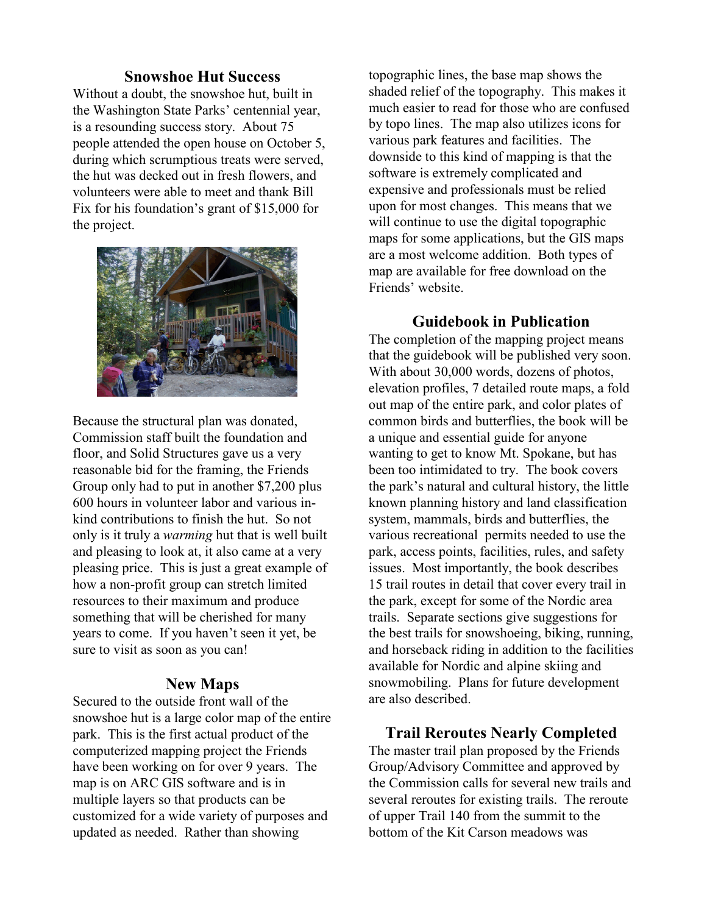## Snowshoe Hut Success

Without a doubt, the snowshoe hut, built in the Washington State Parks' centennial year, is a resounding success story. About 75 people attended the open house on October 5, during which scrumptious treats were served, the hut was decked out in fresh flowers, and volunteers were able to meet and thank Bill Fix for his foundation's grant of $15,000 for the project.

Because the structural plan was donated, Commission staff built the foundation and floor, and Solid Structures gave us a very reasonable bid for the framing, the Friends Group only had to put in another $7,200 plus 600 hours in volunteer labor and various in-kind contributions to finish the hut. So not only is it truly a *warming* hut that is well built and pleasing to look at, it also came at a very pleasing price. This is just a great example of how a non-profit group can stretch limited resources to their maximum and produce something that will be cherished for many years to come. If you haven't seen it yet, be sure to visit as soon as you can!

## New Maps

Secured to the outside front wall of the snowshoe hut is a large color map of the entire park. This is the first actual product of the computerized mapping project the Friends have been working on for over 9 years. The map is on ARC GIS software and is in multiple layers so that products can be customized for a wide variety of purposes and updated as needed. Rather than showing topographic lines, the base map shows the shaded relief of the topography. This makes it much easier to read for those who are confused by topo lines. The map also utilizes icons for various park features and facilities. The downside to this kind of mapping is that the software is extremely complicated and expensive and professionals must be relied upon for most changes. This means that we will continue to use the digital topographic maps for some applications, but the GIS maps are a most welcome addition. Both types of map are available for free download on the Friends' website.

## Guidebook in Publication

The completion of the mapping project means that the guidebook will be published very soon. With about 30,000 words, dozens of photos, elevation profiles, 7 detailed route maps, a fold out map of the entire park, and color plates of common birds and butterflies, the book will be a unique and essential guide for anyone wanting to get to know Mt. Spokane, but has been too intimidated to try. The book covers the park's natural and cultural history, the little known planning history and land classification system, mammals, birds and butterflies, the various recreational permits needed to use the park, access points, facilities, rules, and safety issues. Most importantly, the book describes 15 trail routes in detail that cover every trail in the park, except for some of the Nordic area trails. Separate sections give suggestions for the best trails for snowshoeing, biking, running, and horseback riding in addition to the facilities available for Nordic and alpine skiing and snowmobiling. Plans for future development are also described.

## Trail Reroutes Nearly Completed

The master trail plan proposed by the Friends Group/Advisory Committee and approved by the Commission calls for several new trails and several reroutes for existing trails. The reroute of upper Trail 140 from the summit to the bottom of the Kit Carson meadows was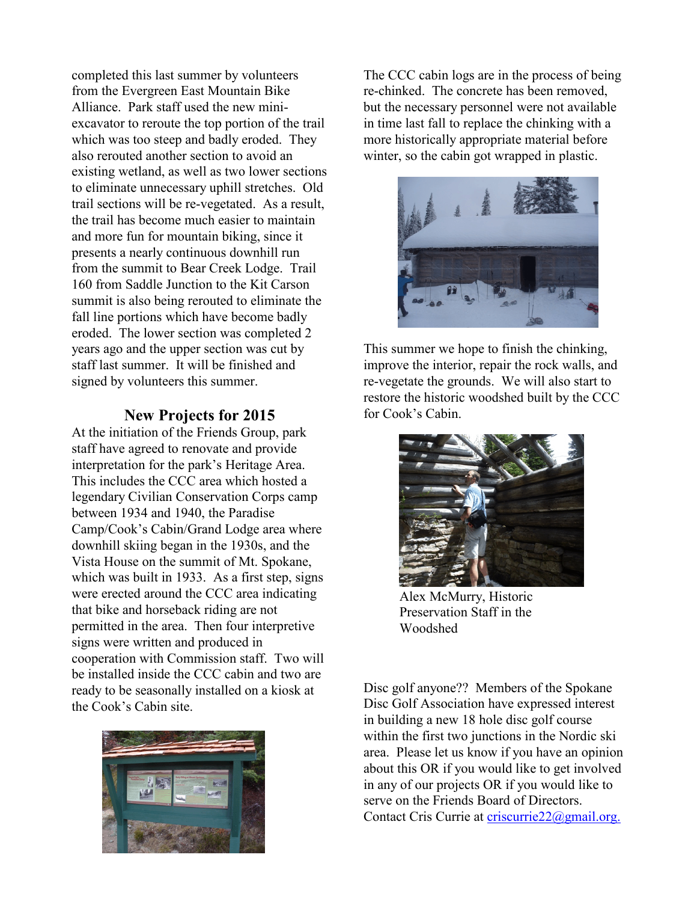completed this last summer by volunteers from the Evergreen East Mountain Bike Alliance. Park staff used the new mini-excavator to reroute the top portion of the trail which was too steep and badly eroded. They also rerouted another section to avoid an existing wetland, as well as two lower sections to eliminate unnecessary uphill stretches. Old trail sections will be re-vegetated. As a result, the trail has become much easier to maintain and more fun for mountain biking, since it presents a nearly continuous downhill run from the summit to Bear Creek Lodge. Trail 160 from Saddle Junction to the Kit Carson summit is also being rerouted to eliminate the fall line portions which have become badly eroded. The lower section was completed 2 years ago and the upper section was cut by staff last summer. It will be finished and signed by volunteers this summer.

## New Projects for 2015

At the initiation of the Friends Group, park staff have agreed to renovate and provide interpretation for the park's Heritage Area. This includes the CCC area which hosted a legendary Civilian Conservation Corps camp between 1934 and 1940, the Paradise Camp/Cook's Cabin/Grand Lodge area where downhill skiing began in the 1930s, and the Vista House on the summit of Mt. Spokane, which was built in 1933. As a first step, signs were erected around the CCC area indicating that bike and horseback riding are not permitted in the area. Then four interpretive signs were written and produced in cooperation with Commission staff. Two will be installed inside the CCC cabin and two are ready to be seasonally installed on a kiosk at the Cook's Cabin site.

The CCC cabin logs are in the process of being re-chinked. The concrete has been removed, but the necessary personnel were not available in time last fall to replace the chinking with a more historically appropriate material before winter, so the cabin got wrapped in plastic.

This summer we hope to finish the chinking, improve the interior, repair the rock walls, and re-vegetate the grounds. We will also start to restore the historic woodshed built by the CCC for Cook's Cabin.

Alex McMurry, Historic Preservation Staff in the Woodshed

Disc golf anyone?? Members of the Spokane Disc Golf Association have expressed interest in building a new 18 hole disc golf course within the first two junctions in the Nordic ski area. Please let us know if you have an opinion about this OR if you would like to get involved in any of our projects OR if you would like to serve on the Friends Board of Directors. Contact Cris Currie at criscurrie22@gmail.org.